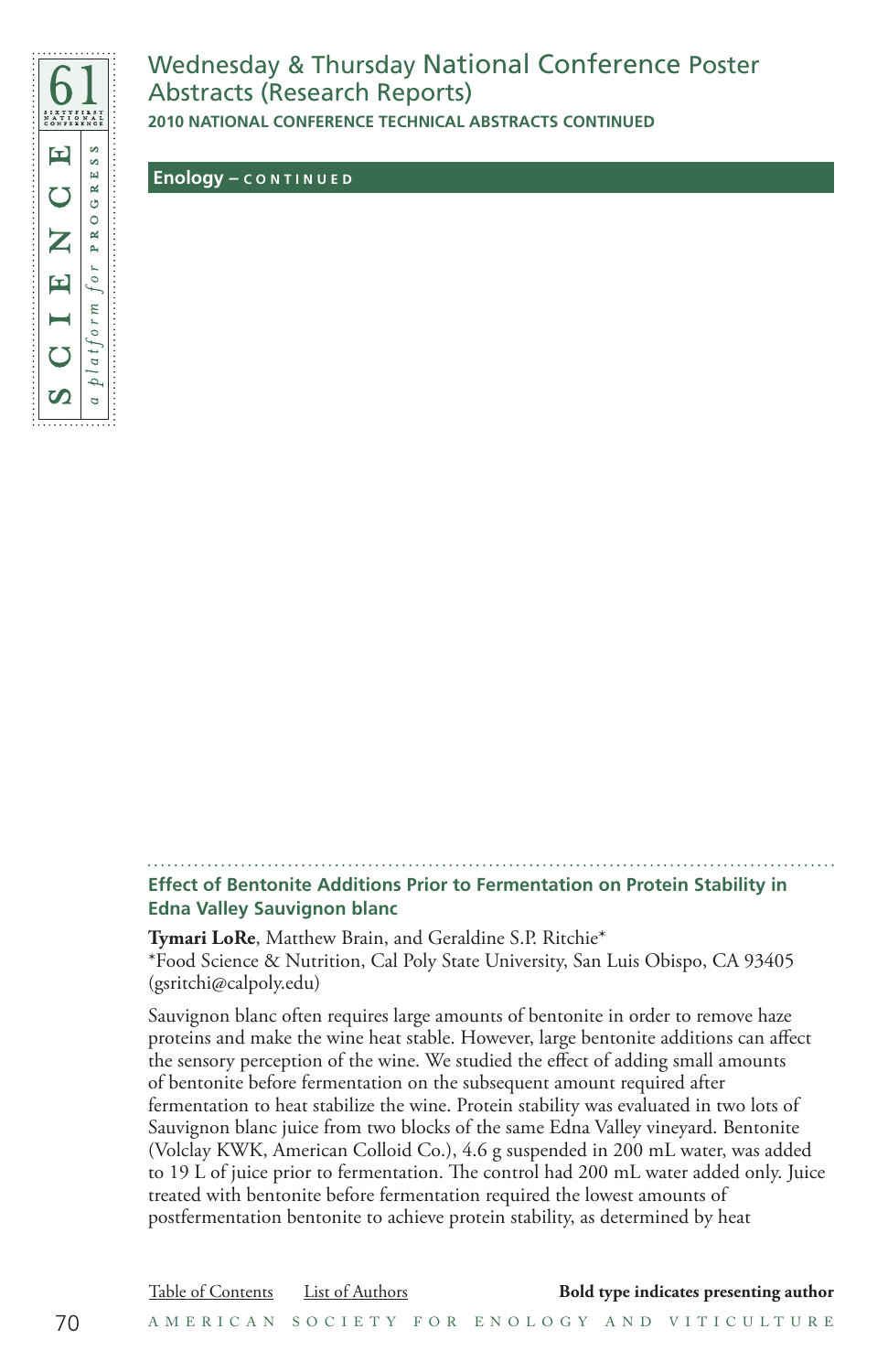# Wednesday & Thursday National Conference Poster Abstracts (Research Reports)

**2010 NATIONAL CONFERENCE TECHNICAL ABSTRACTS CONTINUED**

## Enology – CONTINUED

### Effect of Bentonite Additions Prior to Fermentation on Protein Stability in Edna Valley Sauvignon blanc

**Tymari LoRe**, Matthew Brain, and Geraldine S.P. Ritchie*
*Food Science & Nutrition, Cal Poly State University, San Luis Obispo, CA 93405 (gsritchi@calpoly.edu)

Sauvignon blanc often requires large amounts of bentonite in order to remove haze proteins and make the wine heat stable. However, large bentonite additions can affect the sensory perception of the wine. We studied the effect of adding small amounts of bentonite before fermentation on the subsequent amount required after fermentation to heat stabilize the wine. Protein stability was evaluated in two lots of Sauvignon blanc juice from two blocks of the same Edna Valley vineyard. Bentonite (Volclay KWK, American Colloid Co.), 4.6 g suspended in 200 mL water, was added to 19 L of juice prior to fermentation. The control had 200 mL water added only. Juice treated with bentonite before fermentation required the lowest amounts of postfermentation bentonite to achieve protein stability, as determined by heat

Table of Contents    List of Authors    **Bold type indicates presenting author**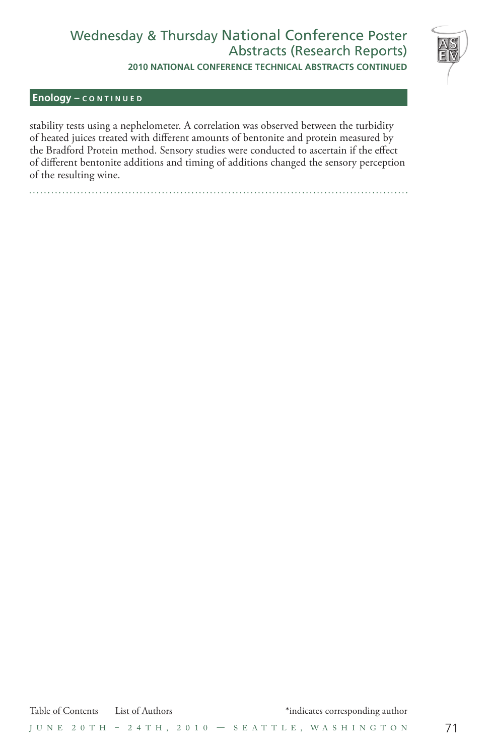## Enology – CONTINUED

stability tests using a nephelometer. A correlation was observed between the turbidity of heated juices treated with different amounts of bentonite and protein measured by the Bradford Protein method. Sensory studies were conducted to ascertain if the effect of different bentonite additions and timing of additions changed the sensory perception of the resulting wine.